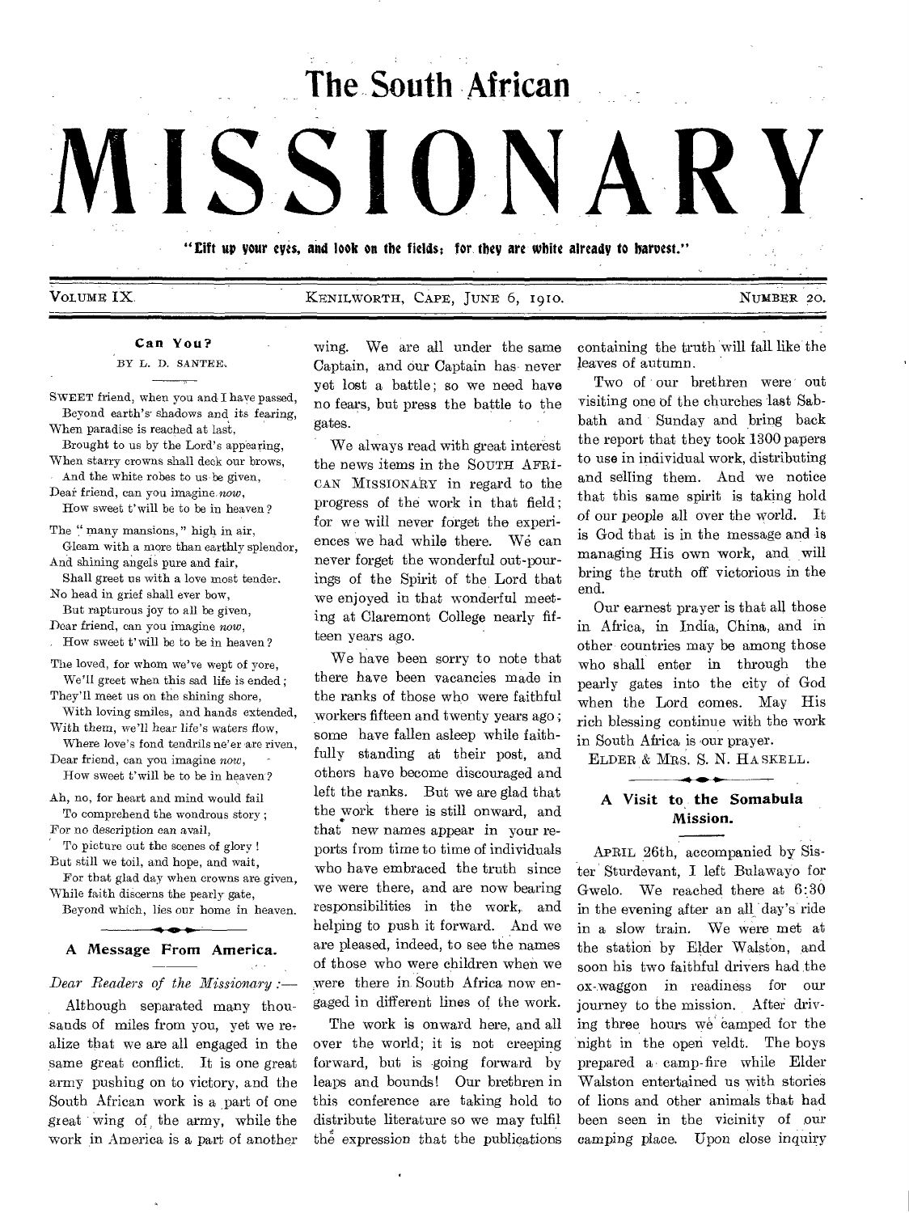# The South African MISSIONARY

"Lift up your eyes, and look on the fields; for they are white already to harvest."

VOLUME IX. KENILWORTH, CAPE, JUNE 6, 1910. NUMBER 20.

## Can You?

BY L. D. SANTEE.

SWEET friend, when you and I have passed,
Beyond earth's shadows and its fearing,
When paradise is reached at last,
Brought to us by the Lord's appearing,
When starry crowns shall deck our brows,
And the white robes to us be given,
Dear friend, can you imagine *now*,
How sweet t'will be to be in heaven?

The "many mansions," high in air,
Gleam with a more than earthly splendor,
And shining angels pure and fair,
Shall greet us with a love most tender.
No head in grief shall ever bow,
But rapturous joy to all be given,
Dear friend, can you imagine *now*,
How sweet t'will be to be in heaven?

The loved, for whom we've wept of yore,
We'll greet when this sad life is ended;
They'll meet us on the shining shore,
With loving smiles, and hands extended,
With them, we'll hear life's waters flow,
Where love's fond tendrils ne'er are riven,
Dear friend, can you imagine *now*,
How sweet t'will be to be in heaven?

Ah, no, for heart and mind would fail
To comprehend the wondrous story;
For no description can avail,
To picture out the scenes of glory!
But still we toil, and hope, and wait,
For that glad day when crowns are given,
While faith discerns the pearly gate,
Beyond which, lies our home in heaven.

## A Message From America.

*Dear Readers of the Missionary:—*

Although separated many thousands of miles from you, yet we realize that we are all engaged in the same great conflict. It is one great army pushing on to victory, and the South African work is a part of one great wing of the army, while the work in America is a part of another wing. We are all under the same Captain, and our Captain has never yet lost a battle; so we need have no fears, but press the battle to the gates.

We always read with great interest the news items in the SOUTH AFRICAN MISSIONARY in regard to the progress of the work in that field; for we will never forget the experiences we had while there. We can never forget the wonderful out-pourings of the Spirit of the Lord that we enjoyed in that wonderful meeting at Claremont College nearly fifteen years ago.

We have been sorry to note that there have been vacancies made in the ranks of those who were faithful workers fifteen and twenty years ago; some have fallen asleep while faithfully standing at their post, and others have become discouraged and left the ranks. But we are glad that the work there is still onward, and that new names appear in your reports from time to time of individuals who have embraced the truth since we were there, and are now bearing responsibilities in the work, and helping to push it forward. And we are pleased, indeed, to see the names of those who were children when we were there in South Africa now engaged in different lines of the work.

The work is onward here, and all over the world; it is not creeping forward, but is going forward by leaps and bounds! Our brethren in this conference are taking hold to distribute literature so we may fulfil the expression that the publications containing the truth will fall like the leaves of autumn.

Two of our brethren were out visiting one of the churches last Sabbath and Sunday and bring back the report that they took 1300 papers to use in individual work, distributing and selling them. And we notice that this same spirit is taking hold of our people all over the world. It is God that is in the message and is managing His own work, and will bring the truth off victorious in the end.

Our earnest prayer is that all those in Africa, in India, China, and in other countries may be among those who shall enter in through the pearly gates into the city of God when the Lord comes. May His rich blessing continue with the work in South Africa is our prayer.

ELDER & MRS. S. N. HASKELL.

## A Visit to the Somabula Mission.

APRIL 26th, accompanied by Sister Sturdevant, I left Bulawayo for Gwelo. We reached there at 6:30 in the evening after an all day's ride in a slow train. We were met at the station by Elder Walston, and soon his two faithful drivers had the ox-waggon in readiness for our journey to the mission. After driving three hours we camped for the night in the open veldt. The boys prepared a camp-fire while Elder Walston entertained us with stories of lions and other animals that had been seen in the vicinity of our camping place. Upon close inquiry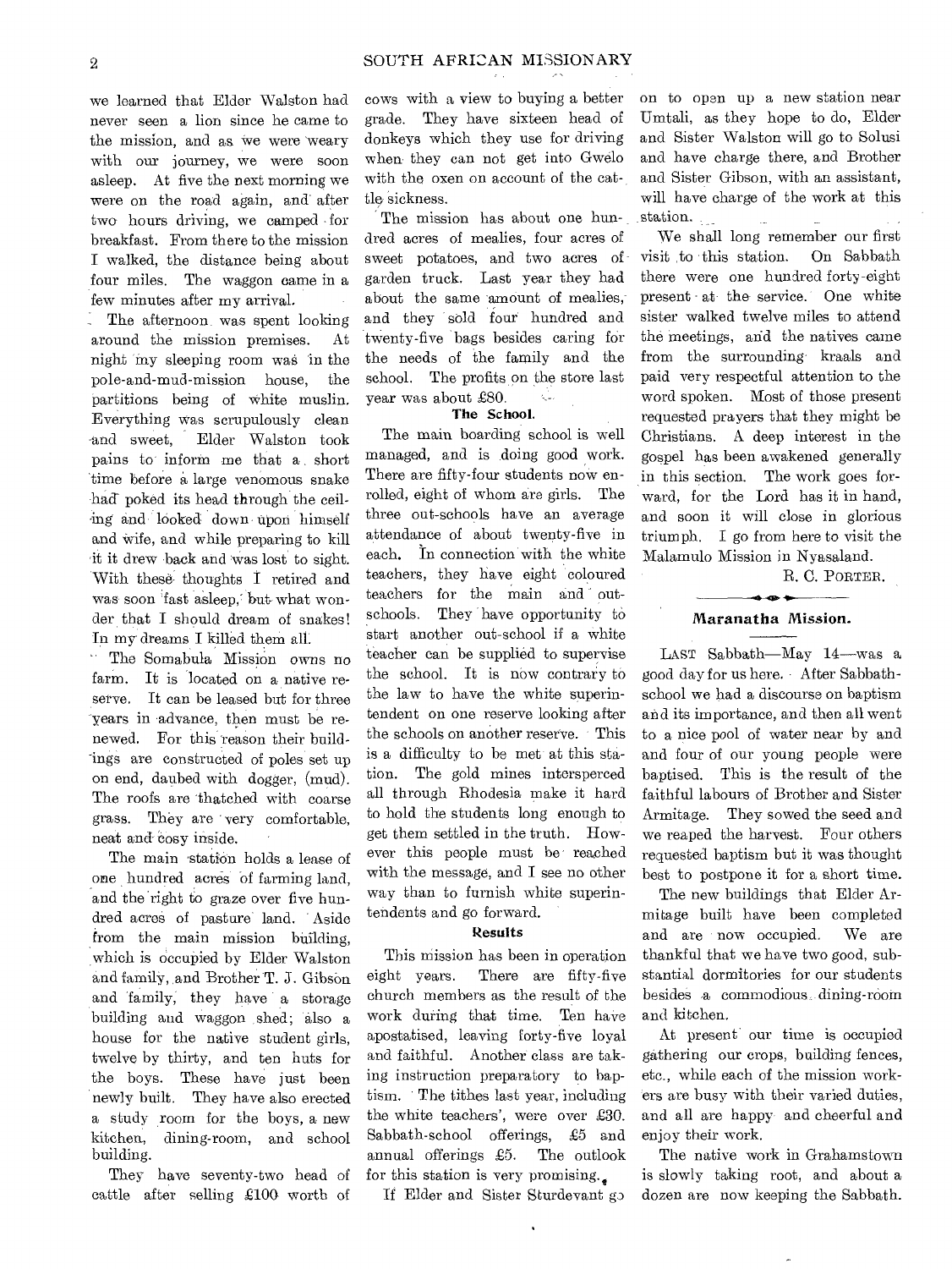we learned that Elder Walston had never seen a lion since he came to the mission, and as we were weary with our journey, we were soon asleep. At five the next morning we were on the road again, and after two hours driving, we camped for breakfast. From there to the mission I walked, the distance being about four miles. The waggon came in a few minutes after my arrival.

The afternoon was spent looking around the mission premises. At night my sleeping room was in the pole-and-mud-mission house, the partitions being of white muslin. Everything was scrupulously clean and sweet, Elder Walston took pains to inform me that a short time before a large venomous snake had poked its head through the ceiling and looked down upon himself and wife, and while preparing to kill it it drew back and was lost to sight. With these thoughts I retired and was soon fast asleep, but what wonder that I should dream of snakes! In my dreams I killed them all.

The Somabula Mission owns no farm. It is located on a native reserve. It can be leased but for three years in advance, then must be renewed. For this reason their buildings are constructed of poles set up on end, daubed with dogger, (mud). The roofs are thatched with coarse grass. They are very comfortable, neat and cosy inside.

The main station holds a lease of one hundred acres of farming land, and the right to graze over five hundred acres of pasture land. Aside from the main mission building, which is occupied by Elder Walston and family, and Brother T. J. Gibson and family, they have a storage building and waggon shed; also a house for the native student girls, twelve by thirty, and ten huts for the boys. These have just been newly built. They have also erected a study room for the boys, a new kitchen, dining-room, and school building.

They have seventy-two head of cattle after selling £100 worth of cows with a view to buying a better grade. They have sixteen head of donkeys which they use for driving when they can not get into Gwelo with the oxen on account of the cattle sickness.

The mission has about one hundred acres of mealies, four acres of sweet potatoes, and two acres of garden truck. Last year they had about the same amount of mealies, and they sold four hundred and twenty-five bags besides caring for the needs of the family and the school. The profits on the store last year was about £80.

### The School.

The main boarding school is well managed, and is doing good work. There are fifty-four students now enrolled, eight of whom are girls. The three out-schools have an average attendance of about twenty-five in each. In connection with the white teachers, they have eight coloured teachers for the main and out-schools. They have opportunity to start another out-school if a white teacher can be supplied to supervise the school. It is now contrary to the law to have the white superintendent on one reserve looking after the schools on another reserve. This is a difficulty to be met at this station. The gold mines interspersed all through Rhodesia make it hard to hold the students long enough to get them settled in the truth. However this people must be reached with the message, and I see no other way than to furnish white superintendents and go forward.

### Results

This mission has been in operation eight years. There are fifty-five church members as the result of the work during that time. Ten have apostatised, leaving forty-five loyal and faithful. Another class are taking instruction preparatory to baptism. The tithes last year, including the white teachers', were over £30. Sabbath-school offerings, £5 and annual offerings £5. The outlook for this station is very promising.

If Elder and Sister Sturdevant go on to open up a new station near Umtali, as they hope to do, Elder and Sister Walston will go to Solusi and have charge there, and Brother and Sister Gibson, with an assistant, will have charge of the work at this station.

We shall long remember our first visit to this station. On Sabbath there were one hundred forty-eight present at the service. One white sister walked twelve miles to attend the meetings, and the natives came from the surrounding kraals and paid very respectful attention to the word spoken. Most of those present requested prayers that they might be Christians. A deep interest in the gospel has been awakened generally in this section. The work goes forward, for the Lord has it in hand, and soon it will close in glorious triumph. I go from here to visit the Malamulo Mission in Nyasaland.

R. C. PORTER.

## Maranatha Mission.

LAST Sabbath—May 14—was a good day for us here. After Sabbath-school we had a discourse on baptism and its importance, and then all went to a nice pool of water near by and and four of our young people were baptised. This is the result of the faithful labours of Brother and Sister Armitage. They sowed the seed and we reaped the harvest. Four others requested baptism but it was thought best to postpone it for a short time.

The new buildings that Elder Armitage built have been completed and are now occupied. We are thankful that we have two good, substantial dormitories for our students besides a commodious dining-room and kitchen.

At present our time is occupied gathering our crops, building fences, etc., while each of the mission workers are busy with their varied duties, and all are happy and cheerful and enjoy their work.

The native work in Grahamstown is slowly taking root, and about a dozen are now keeping the Sabbath.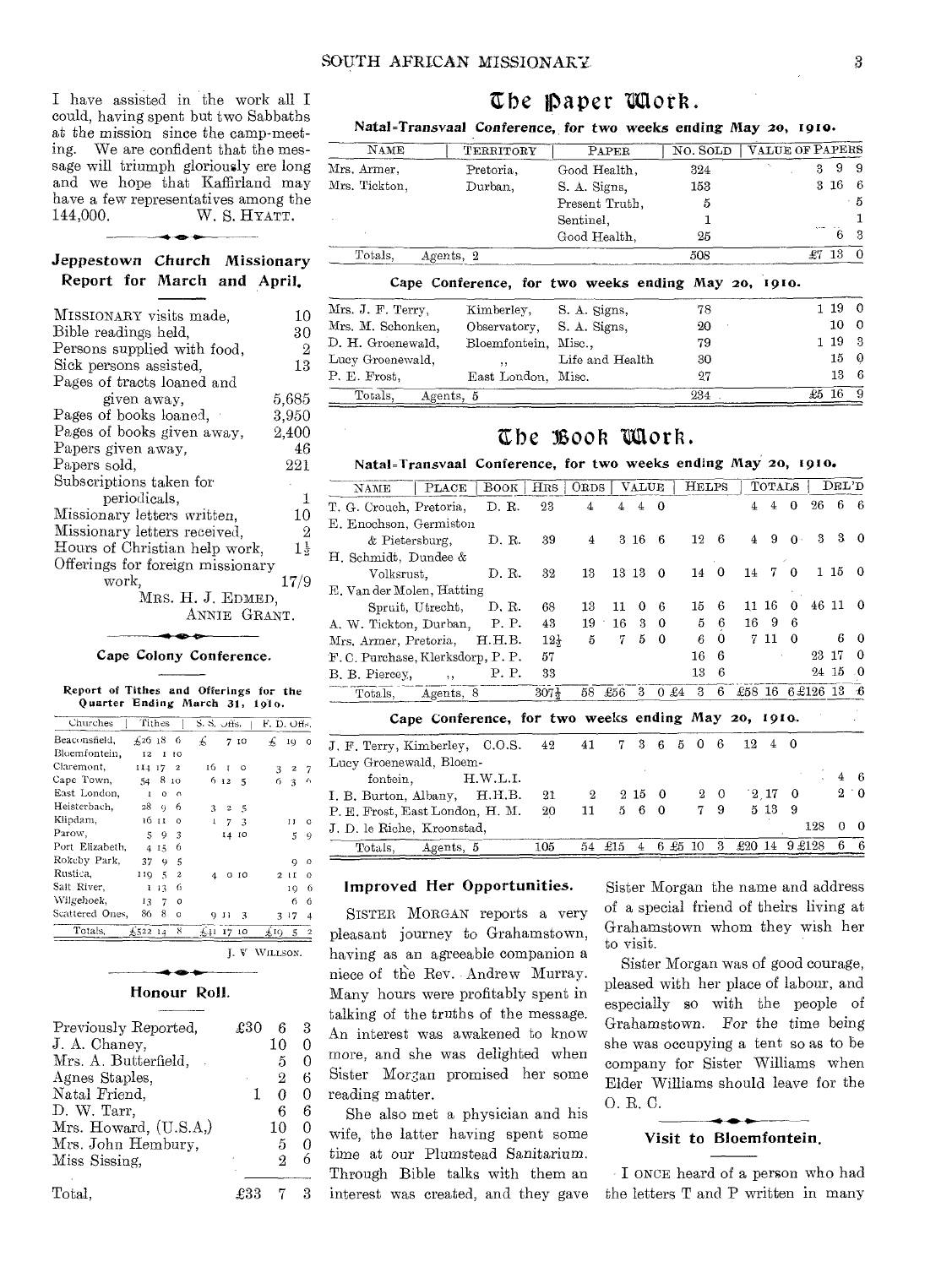I have assisted in the work all I could, having spent but two Sabbaths at the mission since the camp-meeting. We are confident that the message will triumph gloriously ere long and we hope that Kaffirland may have a few representatives among the 144,000. W. S. HYATT.

### Jeppestown Church Missionary Report for March and April.

| | |
|---|---|
| MISSIONARY visits made, | 10 |
| Bible readings held, | 30 |
| Persons supplied with food, | 2 |
| Sick persons assisted, | 13 |
| Pages of tracts loaned and given away, | 5,685 |
| Pages of books loaned, | 3,950 |
| Pages of books given away, | 2,400 |
| Papers given away, | 46 |
| Papers sold, | 221 |
| Subscriptions taken for periodicals, | 1 |
| Missionary letters written, | 10 |
| Missionary letters received, | 2 |
| Hours of Christian help work, | 1½ |
| Offerings for foreign missionary work, | 17/9 |

MRS. H. J. EDMED,
ANNIE GRANT.

### Cape Colony Conference.

**Report of Tithes and Offerings for the Quarter Ending March 31, 1910.**

| Churches | Tithes | S. S. Offs. | F. D. Offs. |
|---|---|---|---|
| Beaconsfield, | £26 18 6 | £ 7 10 | £ 19 0 |
| Bloemfontein, | 12 1 10 | | |
| Claremont, | 114 17 2 | 16 1 0 | 3 2 7 |
| Cape Town, | 54 8 10 | 6 12 5 | 6 3 6 |
| East London, | 1 0 0 | | |
| Heisterbach, | 28 9 6 | 3 2 5 | |
| Klipdam, | 16 11 0 | 1 7 3 | 11 0 |
| Parow, | 5 9 3 | 14 10 | 5 9 |
| Port Elizabeth, | 4 15 6 | | |
| Rokeby Park, | 37 9 5 | | 9 0 |
| Rustica, | 119 5 2 | 4 0 10 | 2 11 0 |
| Salt River, | 1 13 6 | | 19 6 |
| Wilgehoek, | 13 7 0 | | 6 6 |
| Scattered Ones, | 86 8 0 | 9 11 3 | 3 17 4 |
| Totals, | £522 14 8 | £41 17 10 | £19 5 2 |

J. V. WILLSON.

### Honour Roll.

| | |
|---|---|
| Previously Reported, | £30 6 3 |
| J. A. Chaney, | 10 0 |
| Mrs. A. Butterfield, | 5 0 |
| Agnes Staples, | 2 6 |
| Natal Friend, | 1 0 0 |
| D. W. Tarr, | 6 6 |
| Mrs. Howard, (U.S.A.) | 10 0 |
| Mrs. John Hembury, | 5 0 |
| Miss Sissing, | 2 6 |
| Total, | £33 7 3 |

## The Paper Work.

**Natal-Transvaal Conference, for two weeks ending May 20, 1910.**

| NAME | TERRITORY | PAPER | NO. SOLD | VALUE OF PAPERS |
|---|---|---|---|---|
| Mrs. Armer, | Pretoria, | Good Health, | 324 | 3 9 9 |
| Mrs. Tickton, | Durban, | S. A. Signs, | 153 | 3 16 6 |
| | | Present Truth, | 5 | 5 |
| | | Sentinel, | 1 | 1 |
| | | Good Health, | 25 | 6 3 |
| Totals, | Agents, 2 | | 508 | £7 13 0 |

**Cape Conference, for two weeks ending May 20, 1910.**

| NAME | TERRITORY | PAPER | NO. SOLD | VALUE OF PAPERS |
|---|---|---|---|---|
| Mrs. J. F. Terry, | Kimberley, | S. A. Signs, | 78 | 1 19 0 |
| Mrs. M. Schonken, | Observatory, | S. A. Signs, | 20 | 10 0 |
| D. H. Groenewald, | Bloemfontein, | Misc., | 79 | 1 19 3 |
| Lucy Groenewald, | ,, | Life and Health | 30 | 15 0 |
| P. E. Frost, | East London, | Misc. | 27 | 13 6 |
| Totals, | Agents, 5 | | 234 | £5 16 9 |

## The Book Work.

**Natal-Transvaal Conference, for two weeks ending May 20, 1910.**

| NAME | PLACE | BOOK | HRS | ORDS | VALUE | HELPS | TOTALS | DEL'D |
|---|---|---|---|---|---|---|---|---|
| T. G. Crouch, | Pretoria, | D. R. | 23 | 4 | 4 4 0 | | 4 4 0 | 26 6 6 |
| E. Enochson, | Germiston & Pietersburg, | D. R. | 39 | 4 | 3 16 6 | 12 6 | 4 9 0 | 3 3 0 |
| H. Schmidt, | Dundee & Volksrust, | D. R. | 32 | 13 | 13 13 0 | 14 0 | 14 7 0 | 1 15 0 |
| E. Van der Molen, | Hatting Spruit, Utrecht, | D. R. | 68 | 13 | 11 0 6 | 15 6 | 11 16 0 | 46 11 0 |
| A. W. Tickton, | Durban, | P. P. | 43 | 19 | 16 3 0 | 5 6 | 16 9 6 | |
| Mrs. Armer, | Pretoria, | H.H.B. | 12½ | 5 | 7 5 0 | 6 0 | 7 11 0 | 6 0 |
| F. C. Purchase, | Klerksdorp, | P. P. | 57 | | | 16 6 | | 23 17 0 |
| B. B. Piercey, | ,, | P. P. | 33 | | | 13 6 | | 24 15 0 |
| Totals, | Agents, 8 | | 307½ | 58 | £56 3 0 | £4 3 6 | £58 16 6 | £126 13 6 |

**Cape Conference, for two weeks ending May 20, 1910.**

| NAME | PLACE | BOOK | HRS | ORDS | VALUE | HELPS | TOTALS | DEL'D |
|---|---|---|---|---|---|---|---|---|
| J. F. Terry, | Kimberley, | C.O.S. | 42 | 41 | 7 3 6 | 5 0 6 | 12 4 0 | |
| Lucy Groenewald, | Bloemfontein, | H.W.L.I. | | | | | | 4 6 |
| I. B. Burton, | Albany, | H.H.B. | 21 | 2 | 2 15 0 | 2 0 | 2 17 0 | 2 0 |
| P. E. Frost, | East London, | H. M. | 20 | 11 | 5 6 0 | 7 9 | 5 13 9 | |
| J. D. le Riche, | Kroonstad, | | | | | | | 128 0 0 |
| Totals, | Agents, 5 | | 105 | 54 | £15 4 6 | £5 10 3 | £20 14 9 | £128 6 6 |

### Improved Her Opportunities.

SISTER MORGAN reports a very pleasant journey to Grahamstown, having as an agreeable companion a niece of the Rev. Andrew Murray. Many hours were profitably spent in talking of the truths of the message. An interest was awakened to know more, and she was delighted when Sister Morgan promised her some reading matter.

She also met a physician and his wife, the latter having spent some time at our Plumstead Sanitarium. Through Bible talks with them an interest was created, and they gave Sister Morgan the name and address of a special friend of theirs living at Grahamstown whom they wish her to visit.

Sister Morgan was of good courage, pleased with her place of labour, and especially so with the people of Grahamstown. For the time being she was occupying a tent so as to be company for Sister Williams when Elder Williams should leave for the O. R. C.

### Visit to Bloemfontein.

I ONCE heard of a person who had the letters T and P written in many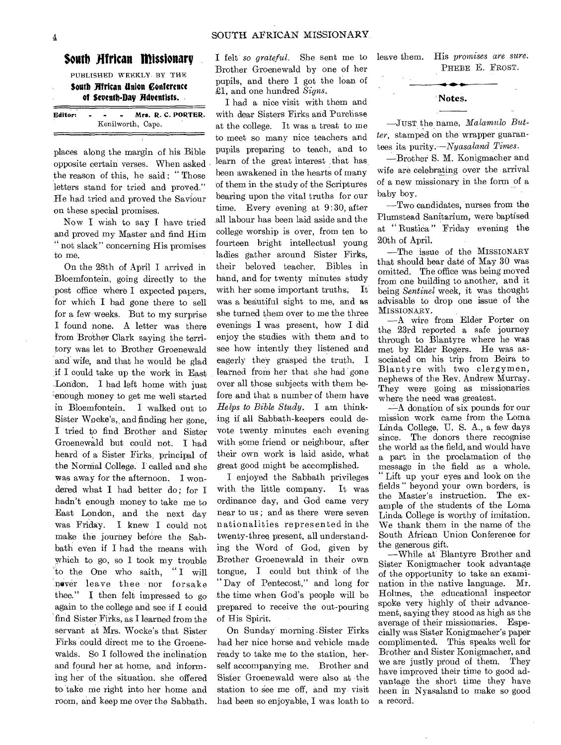## South African Missionary

PUBLISHED WEEKLY BY THE
**South African Union Conference of Seventh-Day Adventists.**

**Editor:** - - - **Mrs. R. C. PORTER.**
Kenilworth, Cape.

places along the margin of his Bible opposite certain verses. When asked the reason of this, he said: "Those letters stand for tried and proved." He had tried and proved the Saviour on these special promises.

Now I wish to say I have tried and proved my Master and find Him "not slack" concerning His promises to me.

On the 28th of April I arrived in Bloemfontein, going directly to the post office where I expected papers, for which I had gone there to sell for a few weeks. But to my surprise I found none. A letter was there from Brother Clark saying the territory was let to Brother Groenewald and wife, and that he would be glad if I could take up the work in East London. I had left home with just enough money to get me well started in Bloemfontein. I walked out to Sister Wocke's, and finding her gone, I tried to find Brother and Sister Groenewald but could not. I had heard of a Sister Firks, principal of the Normal College. I called and she was away for the afternoon. I wondered what I had better do; for I hadn't enough money to take me to East London, and the next day was Friday. I knew I could not make the journey before the Sabbath even if I had the means with which to go, so I took my trouble to the One who saith, "I will never leave thee nor forsake thee." I then felt impressed to go again to the college and see if I could find Sister Firks, as I learned from the servant at Mrs. Wocke's that Sister Firks could direct me to the Groenewalds. So I followed the inclination and found her at home, and informing her of the situation, she offered to take me right into her home and room, and keep me over the Sabbath. I felt *so grateful*. She sent me to Brother Groenewald by one of her pupils, and there I got the loan of £1, and one hundred *Signs*.

I had a nice visit with them and with dear Sisters Firks and Purchase at the college. It was a treat to me to meet so many nice teachers and pupils preparing to teach, and to learn of the great interest that has been awakened in the hearts of many of them in the study of the Scriptures bearing upon the vital truths for our time. Every evening at 9:30, after all labour has been laid aside and the college worship is over, from ten to fourteen bright intellectual young ladies gather around Sister Firks, their beloved teacher, Bibles in hand, and for twenty minutes study with her some important truths. It was a beautiful sight to me, and as she turned them over to me the three evenings I was present, how I did enjoy the studies with them and to see how intently they listened and eagerly they grasped the truth. I learned from her that she had gone over all those subjects with them before and that a number of them have *Helps to Bible Study*. I am thinking if all Sabbath-keepers could devote twenty minutes each evening with some friend or neighbour, after their own work is laid aside, what great good might be accomplished.

I enjoyed the Sabbath privileges with the little company. It was ordinance day, and God came very near to us; and as there were seven nationalities represented in the twenty-three present, all understanding the Word of God, given by Brother Groenewald in their own tongue, I could but think of the "Day of Pentecost," and long for the time when God's people will be prepared to receive the out-pouring of His Spirit.

On Sunday morning Sister Firks had her nice horse and vehicle made ready to take me to the station, herself accompanying me. Brother and Sister Groenewald were also at the station to see me off, and my visit had been so enjoyable, I was loath to leave them. His *promises are sure*.

PHEBE E. FROST.

### Notes.

—JUST the name, *Malamulo Butter*, stamped on the wrapper guarantees its purity.—*Nyasaland Times*.

—Brother S. M. Konigmacher and wife are celebrating over the arrival of a new missionary in the form of a baby boy.

—Two candidates, nurses from the Plumstead Sanitarium, were baptised at "Rustica" Friday evening the 20th of April.

—The issue of the MISSIONARY that should bear date of May 30 was omitted. The office was being moved from one building to another, and it being *Sentinel* week, it was thought advisable to drop one issue of the MISSIONARY.

—A wire from Elder Porter on the 23rd reported a safe journey through to Blantyre where he was met by Elder Rogers. He was associated on his trip from Beira to Blantyre with two clergymen, nephews of the Rev. Andrew Murray. They were going as missionaries where the need was greatest.

—A donation of six pounds for our mission work came from the Loma Linda College, U. S. A., a few days since. The donors there recognise the world as the field, and would have a part in the proclamation of the message in the field as a whole. "Lift up your eyes and look on the fields" beyond your own borders, is the Master's instruction. The example of the students of the Loma Linda College is worthy of imitation. We thank them in the name of the South African Union Conference for the generous gift.

—While at Blantyre Brother and Sister Konigmacher took advantage of the opportunity to take an examination in the native language. Mr. Holmes, the educational inspector spoke very highly of their advancement, saying they stood as high as the average of their missionaries. Especially was Sister Konigmacher's paper complimented. This speaks well for Brother and Sister Konigmacher, and we are justly proud of them. They have improved their time to good advantage the short time they have been in Nyasaland to make so good a record.